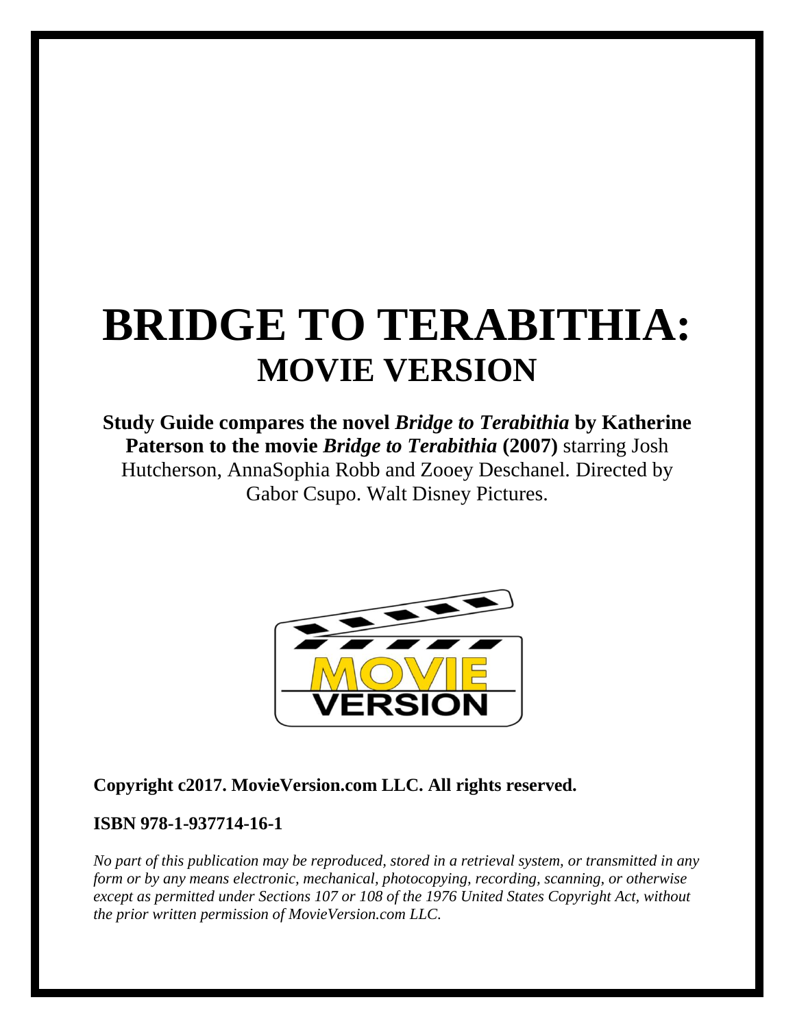# BRIDGE TO TERABITHIA:
## MOVIE VERSION

**Study Guide compares the novel *Bridge to Terabithia* by Katherine Paterson to the movie *Bridge to Terabithia* (2007)** starring Josh Hutcherson, AnnaSophia Robb and Zooey Deschanel. Directed by Gabor Csupo. Walt Disney Pictures.

**Copyright c2017. MovieVersion.com LLC. All rights reserved.**

**ISBN 978-1-937714-16-1**

*No part of this publication may be reproduced, stored in a retrieval system, or transmitted in any form or by any means electronic, mechanical, photocopying, recording, scanning, or otherwise except as permitted under Sections 107 or 108 of the 1976 United States Copyright Act, without the prior written permission of MovieVersion.com LLC.*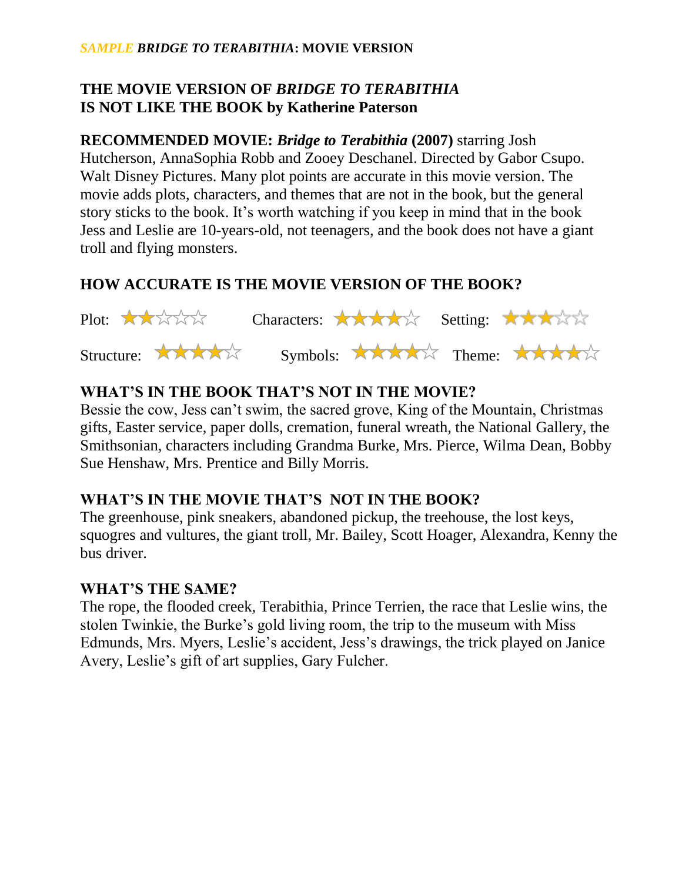*SAMPLE* ***BRIDGE TO TERABITHIA*****: MOVIE VERSION**

## THE MOVIE VERSION OF *BRIDGE TO TERABITHIA* IS NOT LIKE THE BOOK by Katherine Paterson

**RECOMMENDED MOVIE:** ***Bridge to Terabithia*** **(2007)** starring Josh Hutcherson, AnnaSophia Robb and Zooey Deschanel. Directed by Gabor Csupo. Walt Disney Pictures. Many plot points are accurate in this movie version. The movie adds plots, characters, and themes that are not in the book, but the general story sticks to the book. It's worth watching if you keep in mind that in the book Jess and Leslie are 10-years-old, not teenagers, and the book does not have a giant troll and flying monsters.

## HOW ACCURATE IS THE MOVIE VERSION OF THE BOOK?

Plot: ★★☆☆☆ Characters: ★★★★☆ Setting: ★★★☆☆

Structure: ★★★★☆ Symbols: ★★★★☆ Theme: ★★★★☆

## WHAT'S IN THE BOOK THAT'S NOT IN THE MOVIE?

Bessie the cow, Jess can't swim, the sacred grove, King of the Mountain, Christmas gifts, Easter service, paper dolls, cremation, funeral wreath, the National Gallery, the Smithsonian, characters including Grandma Burke, Mrs. Pierce, Wilma Dean, Bobby Sue Henshaw, Mrs. Prentice and Billy Morris.

## WHAT'S IN THE MOVIE THAT'S NOT IN THE BOOK?

The greenhouse, pink sneakers, abandoned pickup, the treehouse, the lost keys, squogres and vultures, the giant troll, Mr. Bailey, Scott Hoager, Alexandra, Kenny the bus driver.

## WHAT'S THE SAME?

The rope, the flooded creek, Terabithia, Prince Terrien, the race that Leslie wins, the stolen Twinkie, the Burke's gold living room, the trip to the museum with Miss Edmunds, Mrs. Myers, Leslie's accident, Jess's drawings, the trick played on Janice Avery, Leslie's gift of art supplies, Gary Fulcher.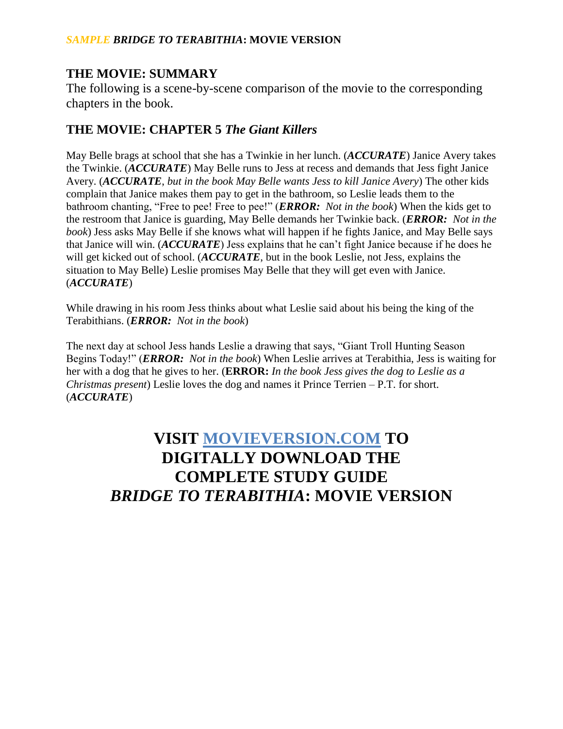***SAMPLE BRIDGE TO TERABITHIA*: MOVIE VERSION**

## THE MOVIE: SUMMARY

The following is a scene-by-scene comparison of the movie to the corresponding chapters in the book.

## THE MOVIE: CHAPTER 5 *The Giant Killers*

May Belle brags at school that she has a Twinkie in her lunch. (***ACCURATE***) Janice Avery takes the Twinkie. (***ACCURATE***) May Belle runs to Jess at recess and demands that Jess fight Janice Avery. (***ACCURATE****, but in the book May Belle wants Jess to kill Janice Avery*) The other kids complain that Janice makes them pay to get in the bathroom, so Leslie leads them to the bathroom chanting, "Free to pee! Free to pee!" (***ERROR:*** *Not in the book*) When the kids get to the restroom that Janice is guarding, May Belle demands her Twinkie back. (***ERROR:*** *Not in the book*) Jess asks May Belle if she knows what will happen if he fights Janice, and May Belle says that Janice will win. (***ACCURATE***) Jess explains that he can't fight Janice because if he does he will get kicked out of school. (***ACCURATE***, but in the book Leslie, not Jess, explains the situation to May Belle) Leslie promises May Belle that they will get even with Janice. (***ACCURATE***)

While drawing in his room Jess thinks about what Leslie said about his being the king of the Terabithians. (***ERROR:*** *Not in the book*)

The next day at school Jess hands Leslie a drawing that says, "Giant Troll Hunting Season Begins Today!" (***ERROR:*** *Not in the book*) When Leslie arrives at Terabithia, Jess is waiting for her with a dog that he gives to her. (**ERROR:** *In the book Jess gives the dog to Leslie as a Christmas present*) Leslie loves the dog and names it Prince Terrien – P.T. for short. (***ACCURATE***)

# VISIT MOVIEVERSION.COM TO DIGITALLY DOWNLOAD THE COMPLETE STUDY GUIDE *BRIDGE TO TERABITHIA*: MOVIE VERSION